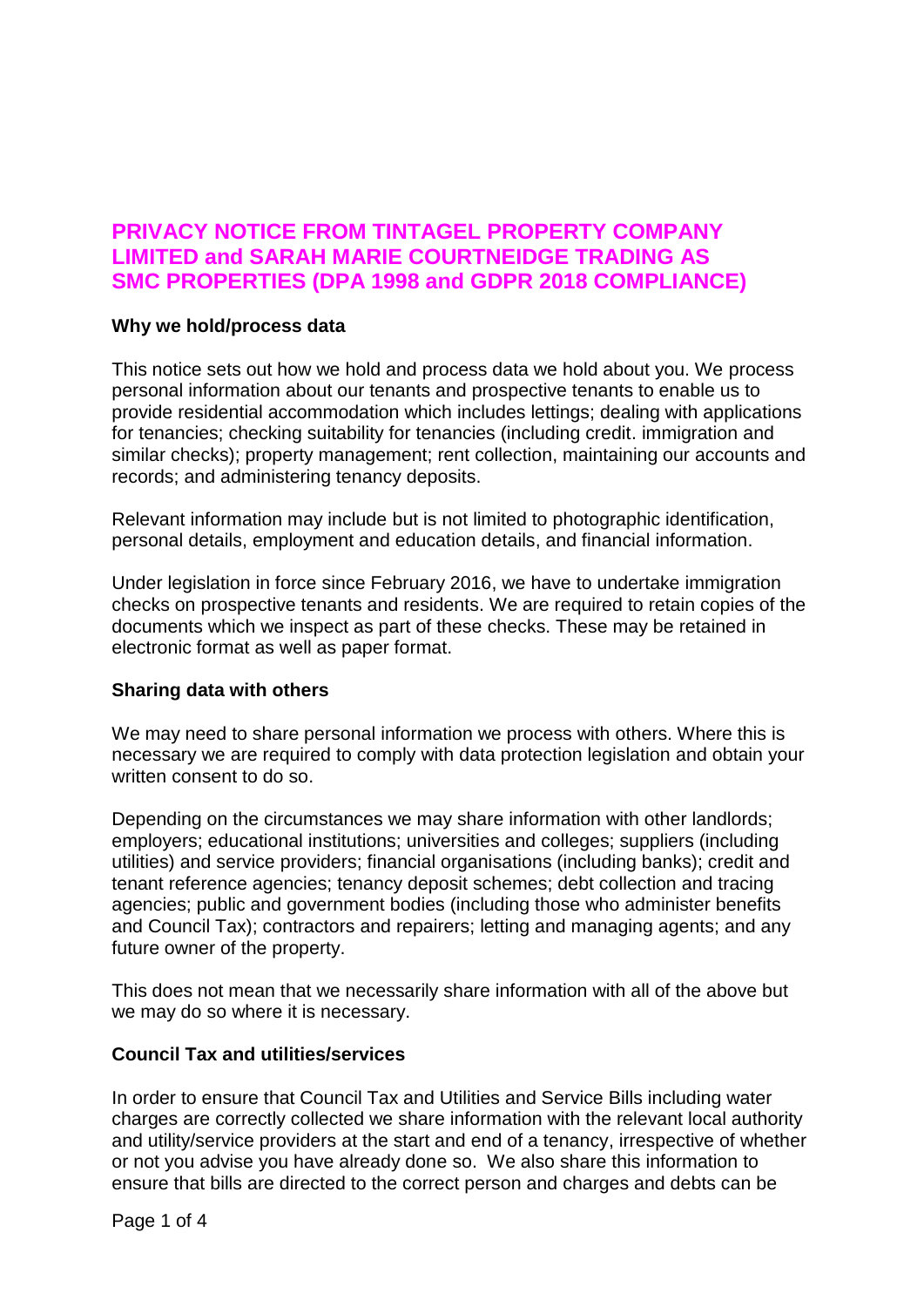# PRIVACY NOTICE FROM TINTAGEL PROPERTY COMPANY LIMITED and SARAH MARIE COURTNEIDGE TRADING AS SMC PROPERTIES (DPA 1998 and GDPR 2018 COMPLIANCE)

**Why we hold/process data**

This notice sets out how we hold and process data we hold about you. We process personal information about our tenants and prospective tenants to enable us to provide residential accommodation which includes lettings; dealing with applications for tenancies; checking suitability for tenancies (including credit. immigration and similar checks); property management; rent collection, maintaining our accounts and records; and administering tenancy deposits.

Relevant information may include but is not limited to photographic identification, personal details, employment and education details, and financial information.

Under legislation in force since February 2016, we have to undertake immigration checks on prospective tenants and residents. We are required to retain copies of the documents which we inspect as part of these checks. These may be retained in electronic format as well as paper format.

**Sharing data with others**

We may need to share personal information we process with others. Where this is necessary we are required to comply with data protection legislation and obtain your written consent to do so.

Depending on the circumstances we may share information with other landlords; employers; educational institutions; universities and colleges; suppliers (including utilities) and service providers; financial organisations (including banks); credit and tenant reference agencies; tenancy deposit schemes; debt collection and tracing agencies; public and government bodies (including those who administer benefits and Council Tax); contractors and repairers; letting and managing agents; and any future owner of the property.

This does not mean that we necessarily share information with all of the above but we may do so where it is necessary.

**Council Tax and utilities/services**

In order to ensure that Council Tax and Utilities and Service Bills including water charges are correctly collected we share information with the relevant local authority and utility/service providers at the start and end of a tenancy, irrespective of whether or not you advise you have already done so. We also share this information to ensure that bills are directed to the correct person and charges and debts can be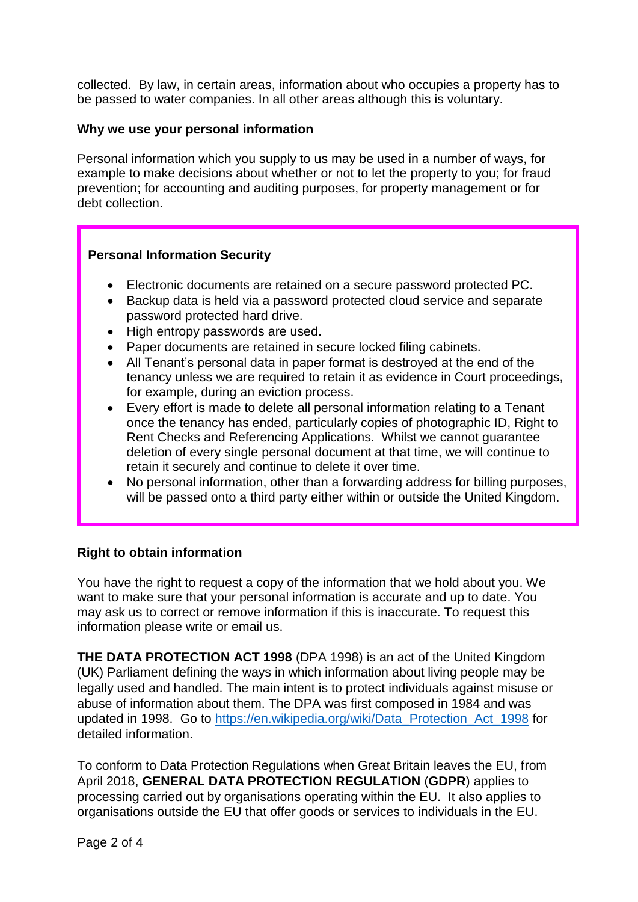collected. By law, in certain areas, information about who occupies a property has to be passed to water companies. In all other areas although this is voluntary.

**Why we use your personal information**

Personal information which you supply to us may be used in a number of ways, for example to make decisions about whether or not to let the property to you; for fraud prevention; for accounting and auditing purposes, for property management or for debt collection.

**Personal Information Security**

- Electronic documents are retained on a secure password protected PC.
- Backup data is held via a password protected cloud service and separate password protected hard drive.
- High entropy passwords are used.
- Paper documents are retained in secure locked filing cabinets.
- All Tenant's personal data in paper format is destroyed at the end of the tenancy unless we are required to retain it as evidence in Court proceedings, for example, during an eviction process.
- Every effort is made to delete all personal information relating to a Tenant once the tenancy has ended, particularly copies of photographic ID, Right to Rent Checks and Referencing Applications. Whilst we cannot guarantee deletion of every single personal document at that time, we will continue to retain it securely and continue to delete it over time.
- No personal information, other than a forwarding address for billing purposes, will be passed onto a third party either within or outside the United Kingdom.

**Right to obtain information**

You have the right to request a copy of the information that we hold about you. We want to make sure that your personal information is accurate and up to date. You may ask us to correct or remove information if this is inaccurate. To request this information please write or email us.

**THE DATA PROTECTION ACT 1998** (DPA 1998) is an act of the United Kingdom (UK) Parliament defining the ways in which information about living people may be legally used and handled. The main intent is to protect individuals against misuse or abuse of information about them. The DPA was first composed in 1984 and was updated in 1998. Go to [https://en.wikipedia.org/wiki/Data_Protection_Act_1998](https://en.wikipedia.org/wiki/Data_Protection_Act_1998) for detailed information.

To conform to Data Protection Regulations when Great Britain leaves the EU, from April 2018, **GENERAL DATA PROTECTION REGULATION** (**GDPR**) applies to processing carried out by organisations operating within the EU. It also applies to organisations outside the EU that offer goods or services to individuals in the EU.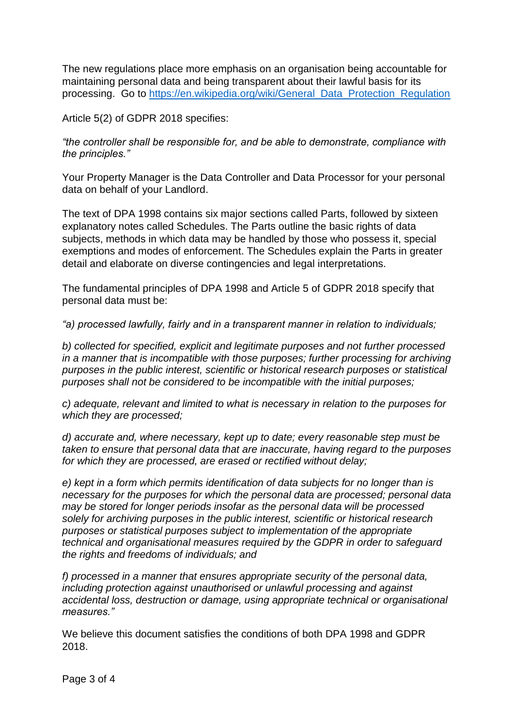The new regulations place more emphasis on an organisation being accountable for maintaining personal data and being transparent about their lawful basis for its processing. Go to [https://en.wikipedia.org/wiki/General_Data_Protection_Regulation](https://en.wikipedia.org/wiki/General_Data_Protection_Regulation)

Article 5(2) of GDPR 2018 specifies:

*"the controller shall be responsible for, and be able to demonstrate, compliance with the principles."*

Your Property Manager is the Data Controller and Data Processor for your personal data on behalf of your Landlord.

The text of DPA 1998 contains six major sections called Parts, followed by sixteen explanatory notes called Schedules. The Parts outline the basic rights of data subjects, methods in which data may be handled by those who possess it, special exemptions and modes of enforcement. The Schedules explain the Parts in greater detail and elaborate on diverse contingencies and legal interpretations.

The fundamental principles of DPA 1998 and Article 5 of GDPR 2018 specify that personal data must be:

*"a) processed lawfully, fairly and in a transparent manner in relation to individuals;*

*b) collected for specified, explicit and legitimate purposes and not further processed in a manner that is incompatible with those purposes; further processing for archiving purposes in the public interest, scientific or historical research purposes or statistical purposes shall not be considered to be incompatible with the initial purposes;*

*c) adequate, relevant and limited to what is necessary in relation to the purposes for which they are processed;*

*d) accurate and, where necessary, kept up to date; every reasonable step must be taken to ensure that personal data that are inaccurate, having regard to the purposes for which they are processed, are erased or rectified without delay;*

*e) kept in a form which permits identification of data subjects for no longer than is necessary for the purposes for which the personal data are processed; personal data may be stored for longer periods insofar as the personal data will be processed solely for archiving purposes in the public interest, scientific or historical research purposes or statistical purposes subject to implementation of the appropriate technical and organisational measures required by the GDPR in order to safeguard the rights and freedoms of individuals; and*

*f) processed in a manner that ensures appropriate security of the personal data, including protection against unauthorised or unlawful processing and against accidental loss, destruction or damage, using appropriate technical or organisational measures."*

We believe this document satisfies the conditions of both DPA 1998 and GDPR 2018.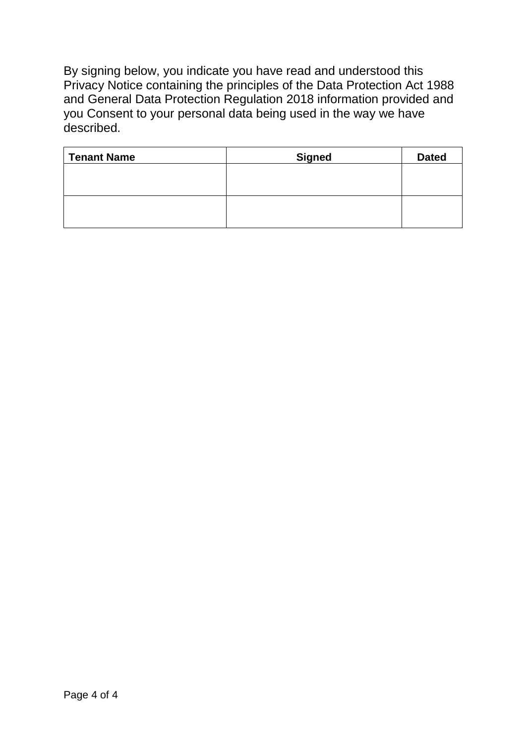By signing below, you indicate you have read and understood this Privacy Notice containing the principles of the Data Protection Act 1988 and General Data Protection Regulation 2018 information provided and you Consent to your personal data being used in the way we have described.

| **Tenant Name** | **Signed** | **Dated** |
|---|---|---|
| | | |
| | | |